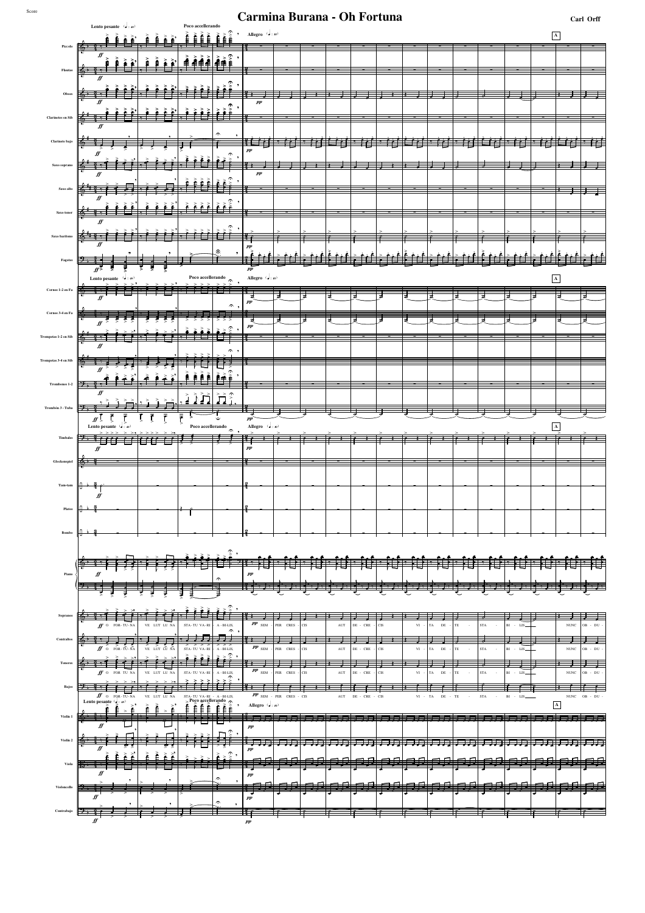# Carmina Burana - Oh Fortuna

Carl Orff

Lento pesante — Poco accellerando — Allegro

Piccolo, Flautas, Oboes, Clarinetes en Sib, Clarinete bajo, Saxo soprano, Saxo alto, Saxo tenor, Saxo barítono, Fagotes, Cornos 1-2 en Fa, Cornos 3-4 en Fa, Trompetas 1-2 en Sib, Trompetas 3-4 en Sib, Trombones 1-2, Trombón 3 - Tuba, Timbales, Glockenspiel, Tam-tam, Platos, Bombo, Piano, Sopranos, Contraltos, Tenores, Bajos, Violín 1, Violín 2, Viola, Violoncello, Contrabajo

O FOR-TU-NA VE LUT LU NA STA-TU VA-RI A-BI-LIS, SEM - PER CRES - CIS AUT DE - CRE - CIS VI - TA DE - TE - STA - BI - LIS NUNC OB - DU -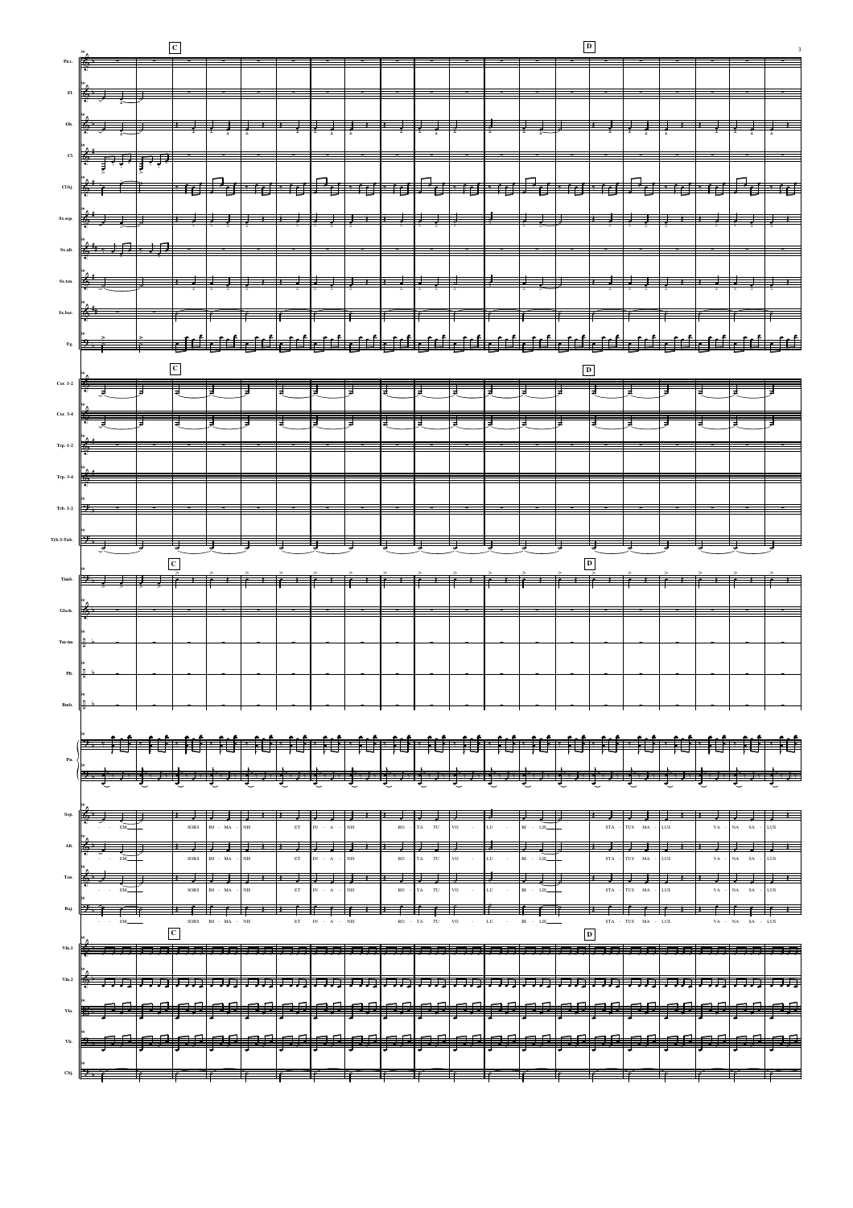C

D

- - EM SORS IM - MA - NIS ET IN - A - NIS RO - TA TU VO - LU - BI - LIS STA - TUS MA - LUS VA - NA SA - LUS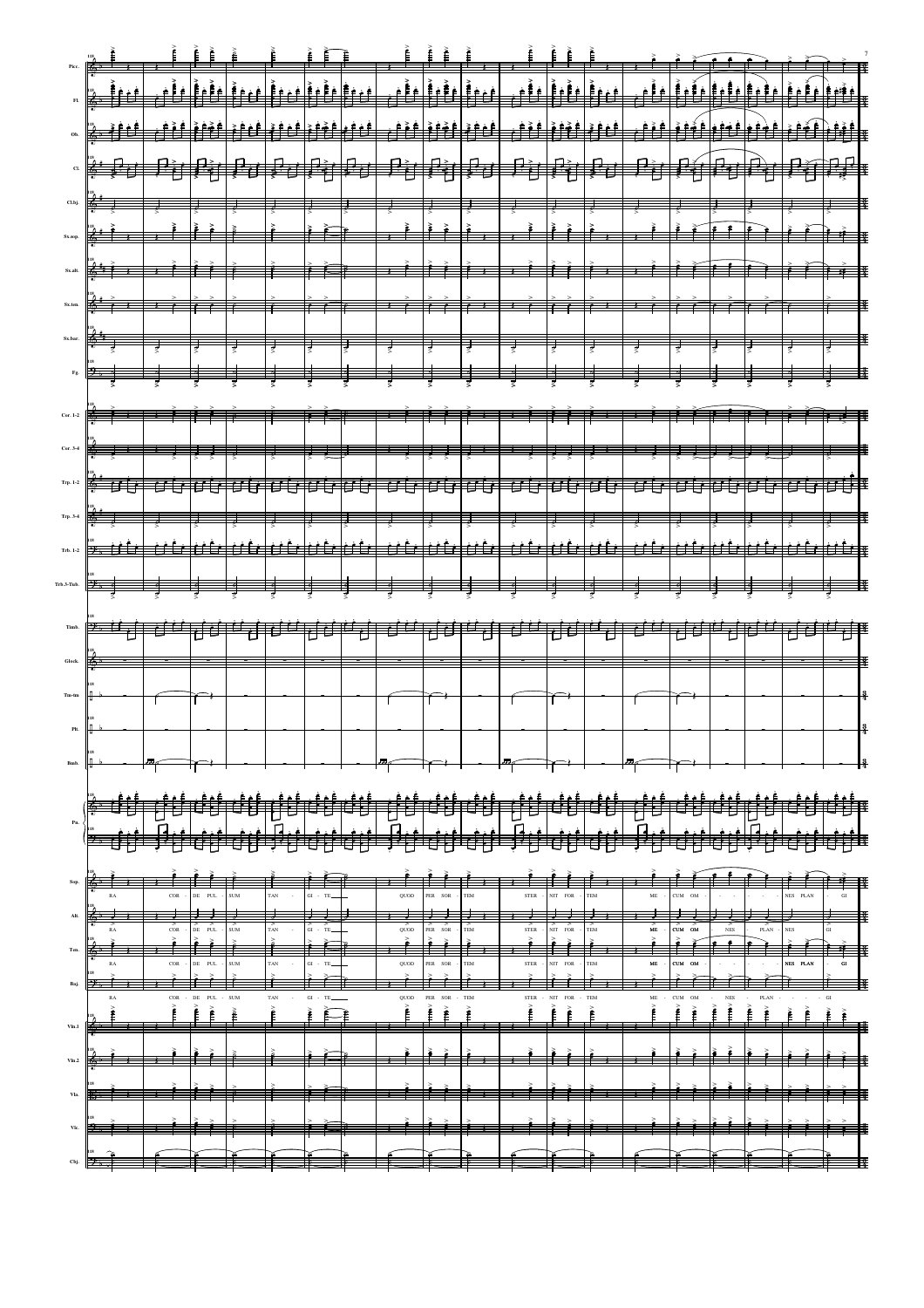Picc.
Fl.
Ob.
Cl.
Cl.b.
Sx.sop.
Sx.alt.
Sx.ten.
Sx.bar.
Fg.
Cor. 1-2
Cor. 3-4
Trp. 1-2
Trp. 3-4
Trb. 1-2
Trb.3-Tub.
Timb.
Glock.
Tm-tm
Pt.
Bmb.
Pn.
Sop.
RA COR - DE PUL - SUM TAN - GI - TE QUOD PER SOR - TEM STER - NIT FOR - TEM ME - CUM OM - NES PLAN - GI
Alt.
RA COR - DE PUL - SUM TAN - GI - TE QUOD PER SOR - TEM STER - NIT FOR - TEM ME - CUM OM - NES PLAN - NES GI
Ten.
RA COR - DE PUL - SUM TAN - GI - TE QUOD PER SOR - TEM STER - NIT FOR - TEM ME CUM OM NES PLAN GI
Baj.
RA COR - DE PUL - SUM TAN - GI - TE QUOD PER SOR - TEM STER - NIT FOR - TEM ME - CUM OM - NES - PLAN - GI
Vln.1
Vln.2
Vla.
Vlc.
Cb.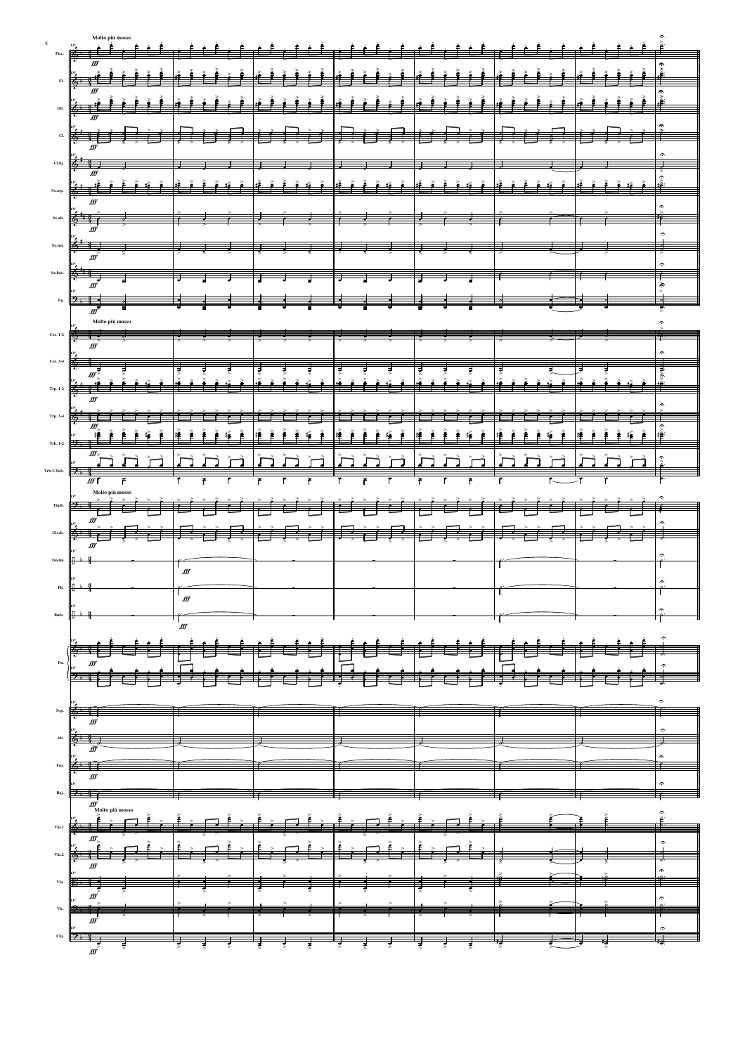Molto più mosso

Picc.

Fl.

Ob.

Cl.

Cl.b.

Sx.sop.

Sx.alt.

Sx.ten.

Sx.bar.

Fg.

Molto più mosso

Cor. 1-2

Cor. 3-4

Trp. 1-2

Trp. 3-4

Trb. 1-2

Trb.3-Tub.

Molto più mosso

Timb.

Glock.

Tm-tm

Pt.

Bmb.

Pn.

Sop.

Alt.

Ten.

Baj.

Molto più mosso

Vln.1

Vln.2

Vla.

Vlc.

Cb.